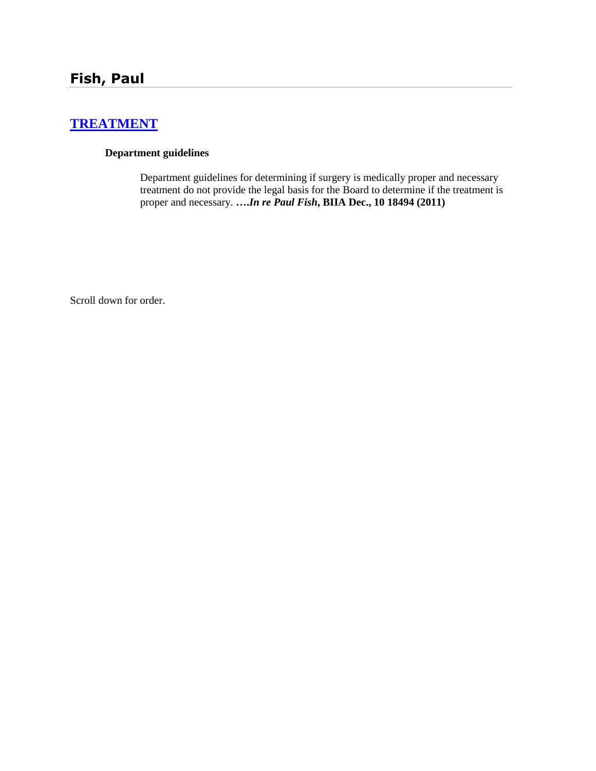# Fish, Paul

## [TREATMENT]

**Department guidelines**

Department guidelines for determining if surgery is medically proper and necessary treatment do not provide the legal basis for the Board to determine if the treatment is proper and necessary. ****In re Paul Fish*, BIIA Dec., 10 18494 (2011)**

Scroll down for order.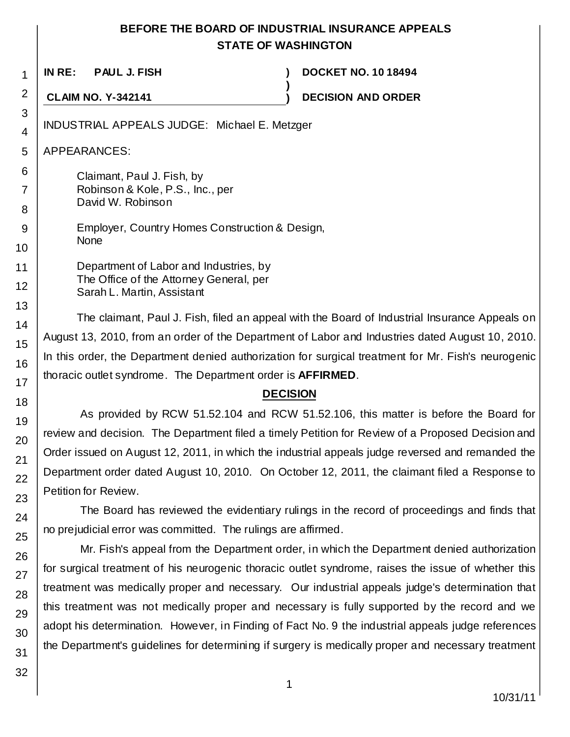# BEFORE THE BOARD OF INDUSTRIAL INSURANCE APPEALS
# STATE OF WASHINGTON

**IN RE: PAUL J. FISH** ) **DOCKET NO. 10 18494**
)
**CLAIM NO. Y-342141** ) **DECISION AND ORDER**

INDUSTRIAL APPEALS JUDGE: Michael E. Metzger

APPEARANCES:

Claimant, Paul J. Fish, by
Robinson & Kole, P.S., Inc., per
David W. Robinson

Employer, Country Homes Construction & Design,
None

Department of Labor and Industries, by
The Office of the Attorney General, per
Sarah L. Martin, Assistant

The claimant, Paul J. Fish, filed an appeal with the Board of Industrial Insurance Appeals on August 13, 2010, from an order of the Department of Labor and Industries dated August 10, 2010. In this order, the Department denied authorization for surgical treatment for Mr. Fish's neurogenic thoracic outlet syndrome. The Department order is **AFFIRMED**.

## DECISION

As provided by RCW 51.52.104 and RCW 51.52.106, this matter is before the Board for review and decision. The Department filed a timely Petition for Review of a Proposed Decision and Order issued on August 12, 2011, in which the industrial appeals judge reversed and remanded the Department order dated August 10, 2010. On October 12, 2011, the claimant filed a Response to Petition for Review.

The Board has reviewed the evidentiary rulings in the record of proceedings and finds that no prejudicial error was committed. The rulings are affirmed.

Mr. Fish's appeal from the Department order, in which the Department denied authorization for surgical treatment of his neurogenic thoracic outlet syndrome, raises the issue of whether this treatment was medically proper and necessary. Our industrial appeals judge's determination that this treatment was not medically proper and necessary is fully supported by the record and we adopt his determination. However, in Finding of Fact No. 9 the industrial appeals judge references the Department's guidelines for determining if surgery is medically proper and necessary treatment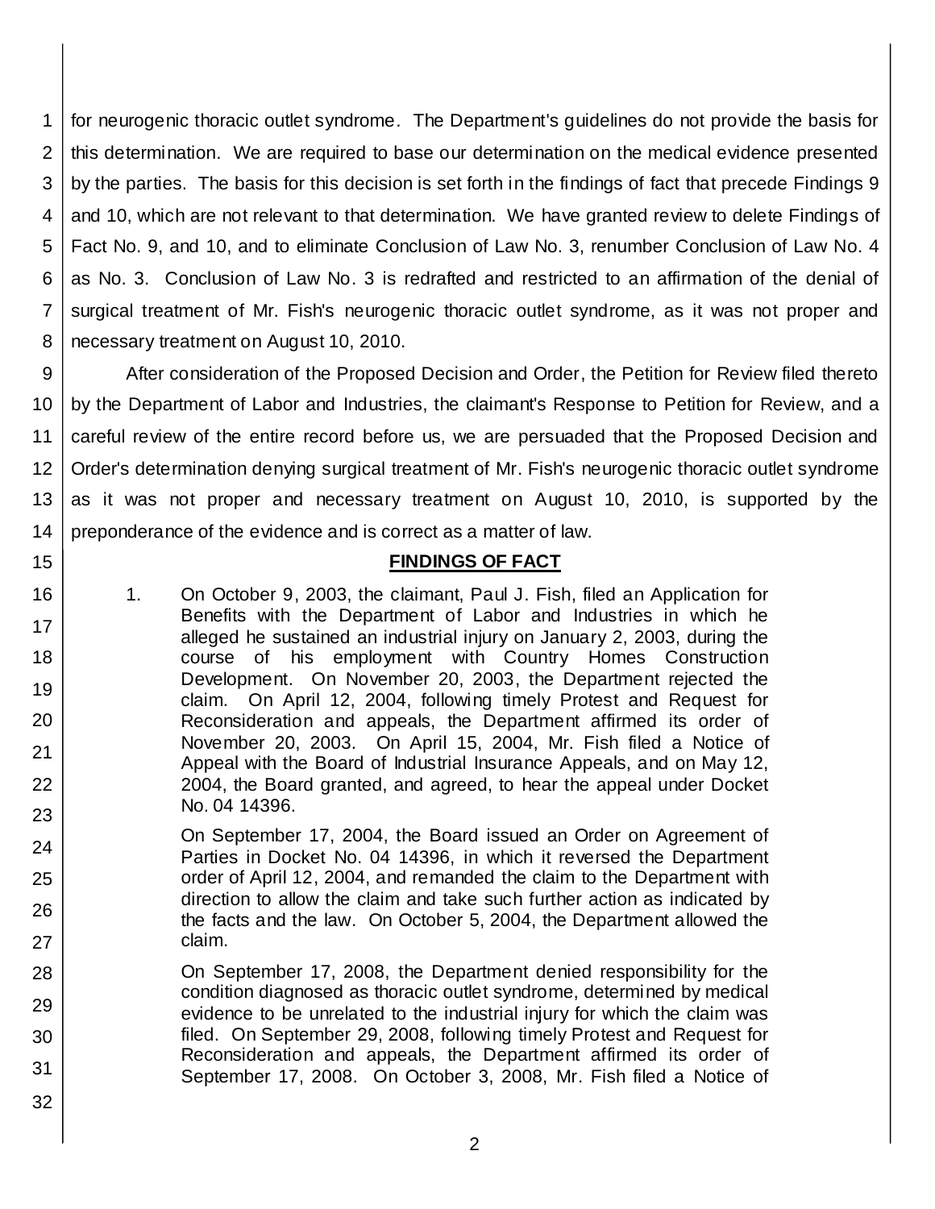for neurogenic thoracic outlet syndrome. The Department's guidelines do not provide the basis for this determination. We are required to base our determination on the medical evidence presented by the parties. The basis for this decision is set forth in the findings of fact that precede Findings 9 and 10, which are not relevant to that determination. We have granted review to delete Findings of Fact No. 9, and 10, and to eliminate Conclusion of Law No. 3, renumber Conclusion of Law No. 4 as No. 3. Conclusion of Law No. 3 is redrafted and restricted to an affirmation of the denial of surgical treatment of Mr. Fish's neurogenic thoracic outlet syndrome, as it was not proper and necessary treatment on August 10, 2010.

After consideration of the Proposed Decision and Order, the Petition for Review filed thereto by the Department of Labor and Industries, the claimant's Response to Petition for Review, and a careful review of the entire record before us, we are persuaded that the Proposed Decision and Order's determination denying surgical treatment of Mr. Fish's neurogenic thoracic outlet syndrome as it was not proper and necessary treatment on August 10, 2010, is supported by the preponderance of the evidence and is correct as a matter of law.

## FINDINGS OF FACT

1. On October 9, 2003, the claimant, Paul J. Fish, filed an Application for Benefits with the Department of Labor and Industries in which he alleged he sustained an industrial injury on January 2, 2003, during the course of his employment with Country Homes Construction Development. On November 20, 2003, the Department rejected the claim. On April 12, 2004, following timely Protest and Request for Reconsideration and appeals, the Department affirmed its order of November 20, 2003. On April 15, 2004, Mr. Fish filed a Notice of Appeal with the Board of Industrial Insurance Appeals, and on May 12, 2004, the Board granted, and agreed, to hear the appeal under Docket No. 04 14396.

   On September 17, 2004, the Board issued an Order on Agreement of Parties in Docket No. 04 14396, in which it reversed the Department order of April 12, 2004, and remanded the claim to the Department with direction to allow the claim and take such further action as indicated by the facts and the law. On October 5, 2004, the Department allowed the claim.

   On September 17, 2008, the Department denied responsibility for the condition diagnosed as thoracic outlet syndrome, determined by medical evidence to be unrelated to the industrial injury for which the claim was filed. On September 29, 2008, following timely Protest and Request for Reconsideration and appeals, the Department affirmed its order of September 17, 2008. On October 3, 2008, Mr. Fish filed a Notice of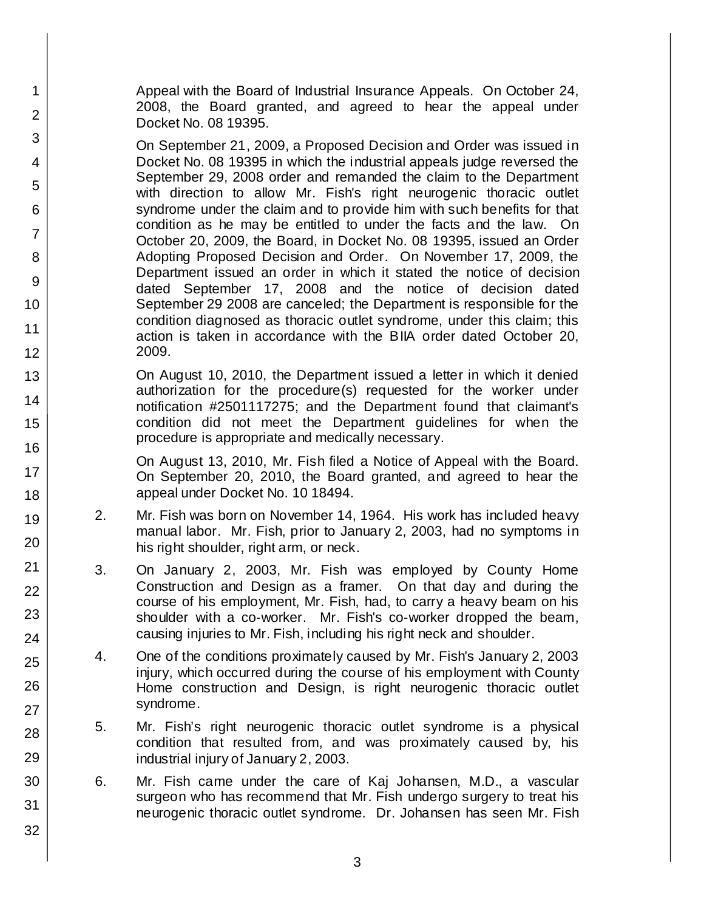Appeal with the Board of Industrial Insurance Appeals. On October 24, 2008, the Board granted, and agreed to hear the appeal under Docket No. 08 19395.

On September 21, 2009, a Proposed Decision and Order was issued in Docket No. 08 19395 in which the industrial appeals judge reversed the September 29, 2008 order and remanded the claim to the Department with direction to allow Mr. Fish's right neurogenic thoracic outlet syndrome under the claim and to provide him with such benefits for that condition as he may be entitled to under the facts and the law. On October 20, 2009, the Board, in Docket No. 08 19395, issued an Order Adopting Proposed Decision and Order. On November 17, 2009, the Department issued an order in which it stated the notice of decision dated September 17, 2008 and the notice of decision dated September 29 2008 are canceled; the Department is responsible for the condition diagnosed as thoracic outlet syndrome, under this claim; this action is taken in accordance with the BIIA order dated October 20, 2009.

On August 10, 2010, the Department issued a letter in which it denied authorization for the procedure(s) requested for the worker under notification #2501117275; and the Department found that claimant's condition did not meet the Department guidelines for when the procedure is appropriate and medically necessary.

On August 13, 2010, Mr. Fish filed a Notice of Appeal with the Board. On September 20, 2010, the Board granted, and agreed to hear the appeal under Docket No. 10 18494.

2. Mr. Fish was born on November 14, 1964. His work has included heavy manual labor. Mr. Fish, prior to January 2, 2003, had no symptoms in his right shoulder, right arm, or neck.

3. On January 2, 2003, Mr. Fish was employed by County Home Construction and Design as a framer. On that day and during the course of his employment, Mr. Fish, had, to carry a heavy beam on his shoulder with a co-worker. Mr. Fish's co-worker dropped the beam, causing injuries to Mr. Fish, including his right neck and shoulder.

4. One of the conditions proximately caused by Mr. Fish's January 2, 2003 injury, which occurred during the course of his employment with County Home construction and Design, is right neurogenic thoracic outlet syndrome.

5. Mr. Fish's right neurogenic thoracic outlet syndrome is a physical condition that resulted from, and was proximately caused by, his industrial injury of January 2, 2003.

6. Mr. Fish came under the care of Kaj Johansen, M.D., a vascular surgeon who has recommend that Mr. Fish undergo surgery to treat his neurogenic thoracic outlet syndrome. Dr. Johansen has seen Mr. Fish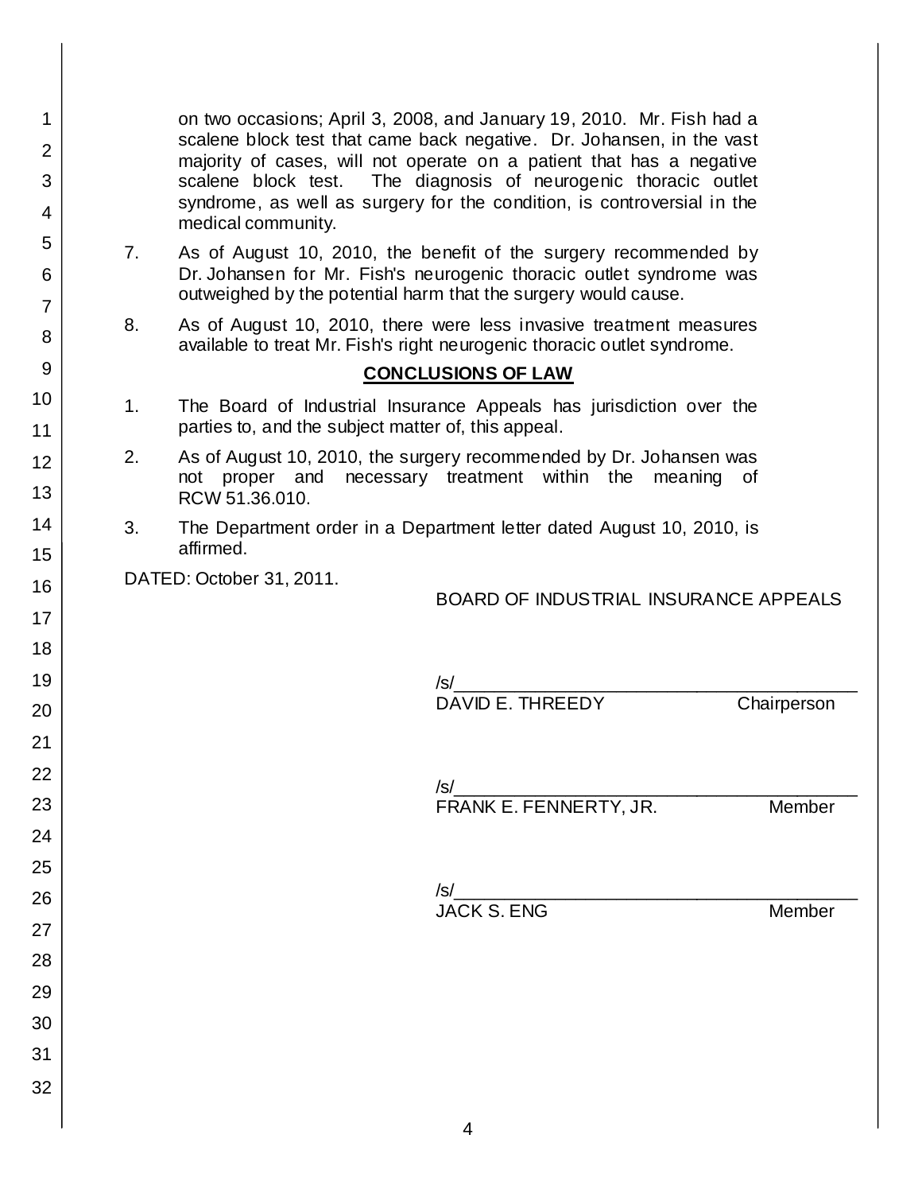on two occasions; April 3, 2008, and January 19, 2010. Mr. Fish had a scalene block test that came back negative. Dr. Johansen, in the vast majority of cases, will not operate on a patient that has a negative scalene block test. The diagnosis of neurogenic thoracic outlet syndrome, as well as surgery for the condition, is controversial in the medical community.

7. As of August 10, 2010, the benefit of the surgery recommended by Dr. Johansen for Mr. Fish's neurogenic thoracic outlet syndrome was outweighed by the potential harm that the surgery would cause.

8. As of August 10, 2010, there were less invasive treatment measures available to treat Mr. Fish's right neurogenic thoracic outlet syndrome.

## CONCLUSIONS OF LAW

1. The Board of Industrial Insurance Appeals has jurisdiction over the parties to, and the subject matter of, this appeal.

2. As of August 10, 2010, the surgery recommended by Dr. Johansen was not proper and necessary treatment within the meaning of RCW 51.36.010.

3. The Department order in a Department letter dated August 10, 2010, is affirmed.

DATED: October 31, 2011.

BOARD OF INDUSTRIAL INSURANCE APPEALS

/s/
DAVID E. THREEDY Chairperson

/s/
FRANK E. FENNERTY, JR. Member

/s/
JACK S. ENG Member